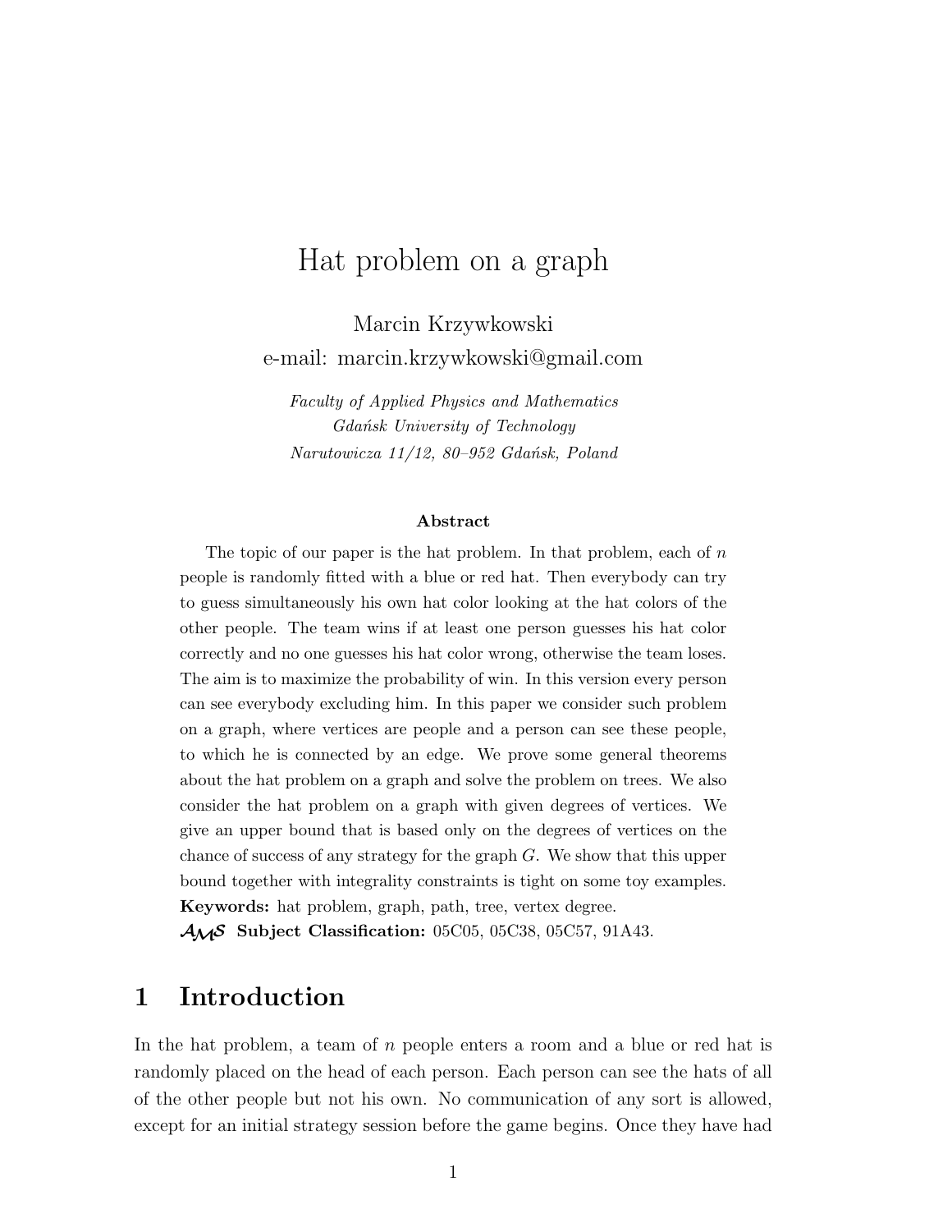# Hat problem on a graph

Marcin Krzywkowski
e-mail: marcin.krzywkowski@gmail.com

*Faculty of Applied Physics and Mathematics*
*Gdańsk University of Technology*
*Narutowicza 11/12, 80–952 Gdańsk, Poland*

### Abstract

The topic of our paper is the hat problem. In that problem, each of $n$ people is randomly fitted with a blue or red hat. Then everybody can try to guess simultaneously his own hat color looking at the hat colors of the other people. The team wins if at least one person guesses his hat color correctly and no one guesses his hat color wrong, otherwise the team loses. The aim is to maximize the probability of win. In this version every person can see everybody excluding him. In this paper we consider such problem on a graph, where vertices are people and a person can see these people, to which he is connected by an edge. We prove some general theorems about the hat problem on a graph and solve the problem on trees. We also consider the hat problem on a graph with given degrees of vertices. We give an upper bound that is based only on the degrees of vertices on the chance of success of any strategy for the graph $G$. We show that this upper bound together with integrality constraints is tight on some toy examples.

**Keywords:** hat problem, graph, path, tree, vertex degree.

**$\mathcal{AMS}$ Subject Classification:** 05C05, 05C38, 05C57, 91A43.

## 1 Introduction

In the hat problem, a team of $n$ people enters a room and a blue or red hat is randomly placed on the head of each person. Each person can see the hats of all of the other people but not his own. No communication of any sort is allowed, except for an initial strategy session before the game begins. Once they have had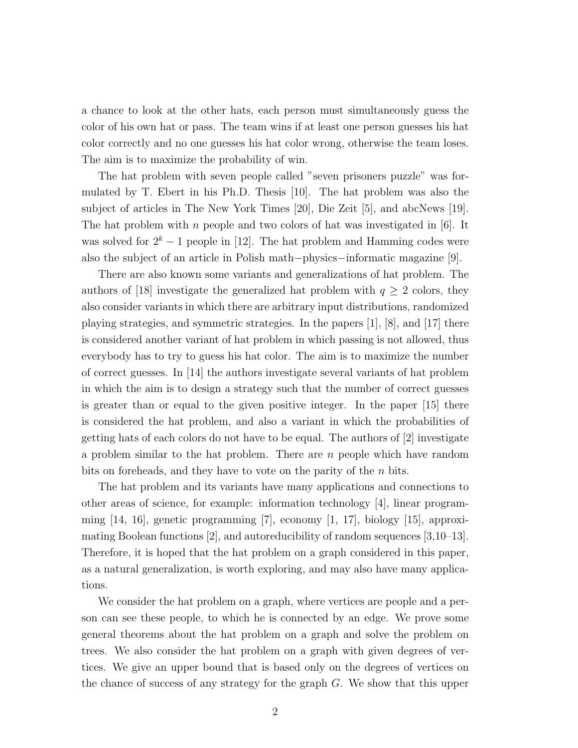a chance to look at the other hats, each person must simultaneously guess the color of his own hat or pass. The team wins if at least one person guesses his hat color correctly and no one guesses his hat color wrong, otherwise the team loses. The aim is to maximize the probability of win.

The hat problem with seven people called "seven prisoners puzzle" was formulated by T. Ebert in his Ph.D. Thesis [10]. The hat problem was also the subject of articles in The New York Times [20], Die Zeit [5], and abcNews [19]. The hat problem with $n$ people and two colors of hat was investigated in [6]. It was solved for $2^k - 1$ people in [12]. The hat problem and Hamming codes were also the subject of an article in Polish math−physics−informatic magazine [9].

There are also known some variants and generalizations of hat problem. The authors of [18] investigate the generalized hat problem with $q \geq 2$ colors, they also consider variants in which there are arbitrary input distributions, randomized playing strategies, and symmetric strategies. In the papers [1], [8], and [17] there is considered another variant of hat problem in which passing is not allowed, thus everybody has to try to guess his hat color. The aim is to maximize the number of correct guesses. In [14] the authors investigate several variants of hat problem in which the aim is to design a strategy such that the number of correct guesses is greater than or equal to the given positive integer. In the paper [15] there is considered the hat problem, and also a variant in which the probabilities of getting hats of each colors do not have to be equal. The authors of [2] investigate a problem similar to the hat problem. There are $n$ people which have random bits on foreheads, and they have to vote on the parity of the $n$ bits.

The hat problem and its variants have many applications and connections to other areas of science, for example: information technology [4], linear programming [14, 16], genetic programming [7], economy [1, 17], biology [15], approximating Boolean functions [2], and autoreducibility of random sequences [3,10–13]. Therefore, it is hoped that the hat problem on a graph considered in this paper, as a natural generalization, is worth exploring, and may also have many applications.

We consider the hat problem on a graph, where vertices are people and a person can see these people, to which he is connected by an edge. We prove some general theorems about the hat problem on a graph and solve the problem on trees. We also consider the hat problem on a graph with given degrees of vertices. We give an upper bound that is based only on the degrees of vertices on the chance of success of any strategy for the graph $G$. We show that this upper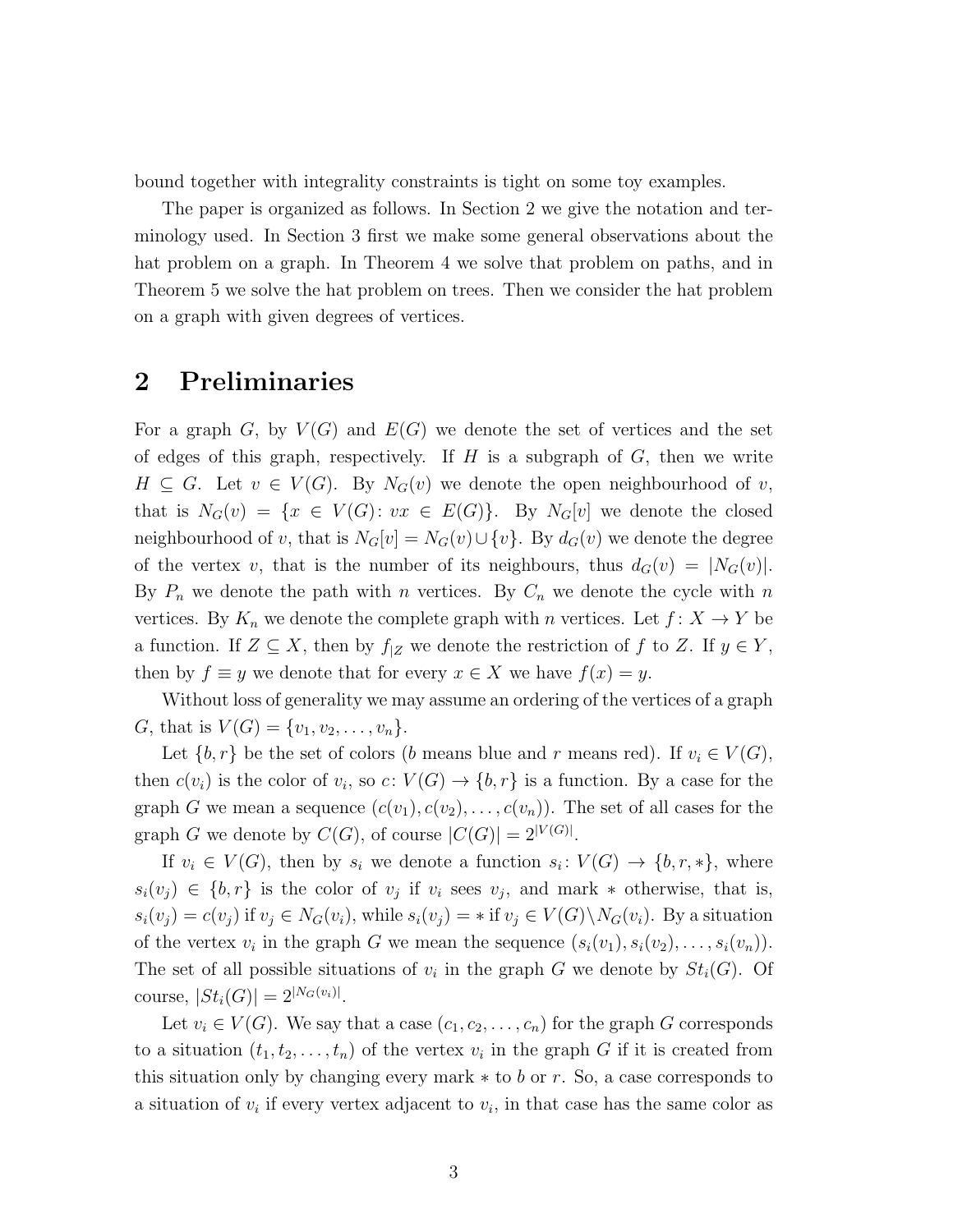bound together with integrality constraints is tight on some toy examples.

The paper is organized as follows. In Section 2 we give the notation and terminology used. In Section 3 first we make some general observations about the hat problem on a graph. In Theorem 4 we solve that problem on paths, and in Theorem 5 we solve the hat problem on trees. Then we consider the hat problem on a graph with given degrees of vertices.

## 2 Preliminaries

For a graph $G$, by $V(G)$ and $E(G)$ we denote the set of vertices and the set of edges of this graph, respectively. If $H$ is a subgraph of $G$, then we write $H \subseteq G$. Let $v \in V(G)$. By $N_G(v)$ we denote the open neighbourhood of $v$, that is $N_G(v) = \{x \in V(G)\colon vx \in E(G)\}$. By $N_G[v]$ we denote the closed neighbourhood of $v$, that is $N_G[v] = N_G(v) \cup \{v\}$. By $d_G(v)$ we denote the degree of the vertex $v$, that is the number of its neighbours, thus $d_G(v) = |N_G(v)|$. By $P_n$ we denote the path with $n$ vertices. By $C_n$ we denote the cycle with $n$ vertices. By $K_n$ we denote the complete graph with $n$ vertices. Let $f\colon X \to Y$ be a function. If $Z \subseteq X$, then by $f_{|Z}$ we denote the restriction of $f$ to $Z$. If $y \in Y$, then by $f \equiv y$ we denote that for every $x \in X$ we have $f(x) = y$.

Without loss of generality we may assume an ordering of the vertices of a graph $G$, that is $V(G) = \{v_1, v_2, \ldots, v_n\}$.

Let $\{b, r\}$ be the set of colors ($b$ means blue and $r$ means red). If $v_i \in V(G)$, then $c(v_i)$ is the color of $v_i$, so $c\colon V(G) \to \{b, r\}$ is a function. By a case for the graph $G$ we mean a sequence $(c(v_1), c(v_2), \ldots, c(v_n))$. The set of all cases for the graph $G$ we denote by $C(G)$, of course $|C(G)| = 2^{|V(G)|}$.

If $v_i \in V(G)$, then by $s_i$ we denote a function $s_i\colon V(G) \to \{b, r, *\}$, where $s_i(v_j) \in \{b, r\}$ is the color of $v_j$ if $v_i$ sees $v_j$, and mark $*$ otherwise, that is, $s_i(v_j) = c(v_j)$ if $v_j \in N_G(v_i)$, while $s_i(v_j) = *$ if $v_j \in V(G) \backslash N_G(v_i)$. By a situation of the vertex $v_i$ in the graph $G$ we mean the sequence $(s_i(v_1), s_i(v_2), \ldots, s_i(v_n))$. The set of all possible situations of $v_i$ in the graph $G$ we denote by $St_i(G)$. Of course, $|St_i(G)| = 2^{|N_G(v_i)|}$.

Let $v_i \in V(G)$. We say that a case $(c_1, c_2, \ldots, c_n)$ for the graph $G$ corresponds to a situation $(t_1, t_2, \ldots, t_n)$ of the vertex $v_i$ in the graph $G$ if it is created from this situation only by changing every mark $*$ to $b$ or $r$. So, a case corresponds to a situation of $v_i$ if every vertex adjacent to $v_i$, in that case has the same color as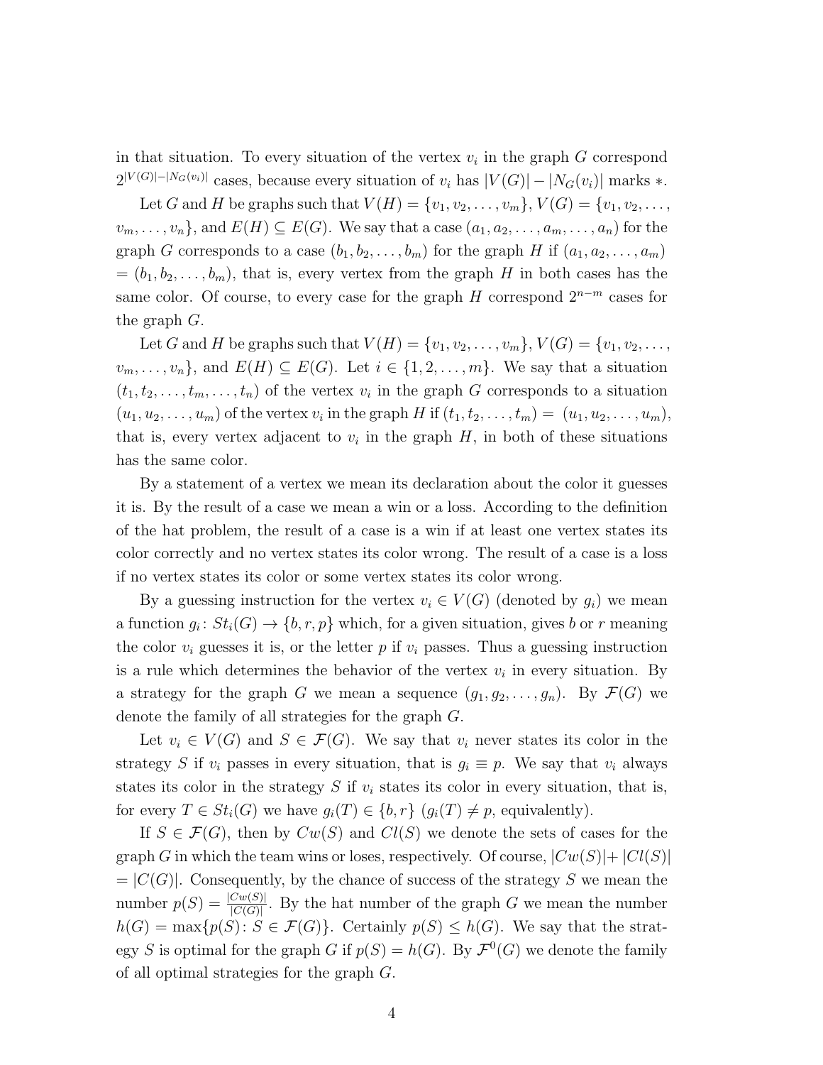in that situation. To every situation of the vertex $v_i$ in the graph $G$ correspond $2^{|V(G)|-|N_G(v_i)|}$ cases, because every situation of $v_i$ has $|V(G)| - |N_G(v_i)|$ marks $*$.

Let $G$ and $H$ be graphs such that $V(H) = \{v_1, v_2, \ldots, v_m\}$, $V(G) = \{v_1, v_2, \ldots, v_m, \ldots, v_n\}$, and $E(H) \subseteq E(G)$. We say that a case $(a_1, a_2, \ldots, a_m, \ldots, a_n)$ for the graph $G$ corresponds to a case $(b_1, b_2, \ldots, b_m)$ for the graph $H$ if $(a_1, a_2, \ldots, a_m) = (b_1, b_2, \ldots, b_m)$, that is, every vertex from the graph $H$ in both cases has the same color. Of course, to every case for the graph $H$ correspond $2^{n-m}$ cases for the graph $G$.

Let $G$ and $H$ be graphs such that $V(H) = \{v_1, v_2, \ldots, v_m\}$, $V(G) = \{v_1, v_2, \ldots, v_m, \ldots, v_n\}$, and $E(H) \subseteq E(G)$. Let $i \in \{1, 2, \ldots, m\}$. We say that a situation $(t_1, t_2, \ldots, t_m, \ldots, t_n)$ of the vertex $v_i$ in the graph $G$ corresponds to a situation $(u_1, u_2, \ldots, u_m)$ of the vertex $v_i$ in the graph $H$ if $(t_1, t_2, \ldots, t_m) = (u_1, u_2, \ldots, u_m)$, that is, every vertex adjacent to $v_i$ in the graph $H$, in both of these situations has the same color.

By a statement of a vertex we mean its declaration about the color it guesses it is. By the result of a case we mean a win or a loss. According to the definition of the hat problem, the result of a case is a win if at least one vertex states its color correctly and no vertex states its color wrong. The result of a case is a loss if no vertex states its color or some vertex states its color wrong.

By a guessing instruction for the vertex $v_i \in V(G)$ (denoted by $g_i$) we mean a function $g_i \colon St_i(G) \to \{b, r, p\}$ which, for a given situation, gives $b$ or $r$ meaning the color $v_i$ guesses it is, or the letter $p$ if $v_i$ passes. Thus a guessing instruction is a rule which determines the behavior of the vertex $v_i$ in every situation. By a strategy for the graph $G$ we mean a sequence $(g_1, g_2, \ldots, g_n)$. By $\mathcal{F}(G)$ we denote the family of all strategies for the graph $G$.

Let $v_i \in V(G)$ and $S \in \mathcal{F}(G)$. We say that $v_i$ never states its color in the strategy $S$ if $v_i$ passes in every situation, that is $g_i \equiv p$. We say that $v_i$ always states its color in the strategy $S$ if $v_i$ states its color in every situation, that is, for every $T \in St_i(G)$ we have $g_i(T) \in \{b, r\}$ ($g_i(T) \neq p$, equivalently).

If $S \in \mathcal{F}(G)$, then by $Cw(S)$ and $Cl(S)$ we denote the sets of cases for the graph $G$ in which the team wins or loses, respectively. Of course, $|Cw(S)| + |Cl(S)| = |C(G)|$. Consequently, by the chance of success of the strategy $S$ we mean the number $p(S) = \frac{|Cw(S)|}{|C(G)|}$. By the hat number of the graph $G$ we mean the number $h(G) = \max\{p(S) \colon S \in \mathcal{F}(G)\}$. Certainly $p(S) \leq h(G)$. We say that the strategy $S$ is optimal for the graph $G$ if $p(S) = h(G)$. By $\mathcal{F}^0(G)$ we denote the family of all optimal strategies for the graph $G$.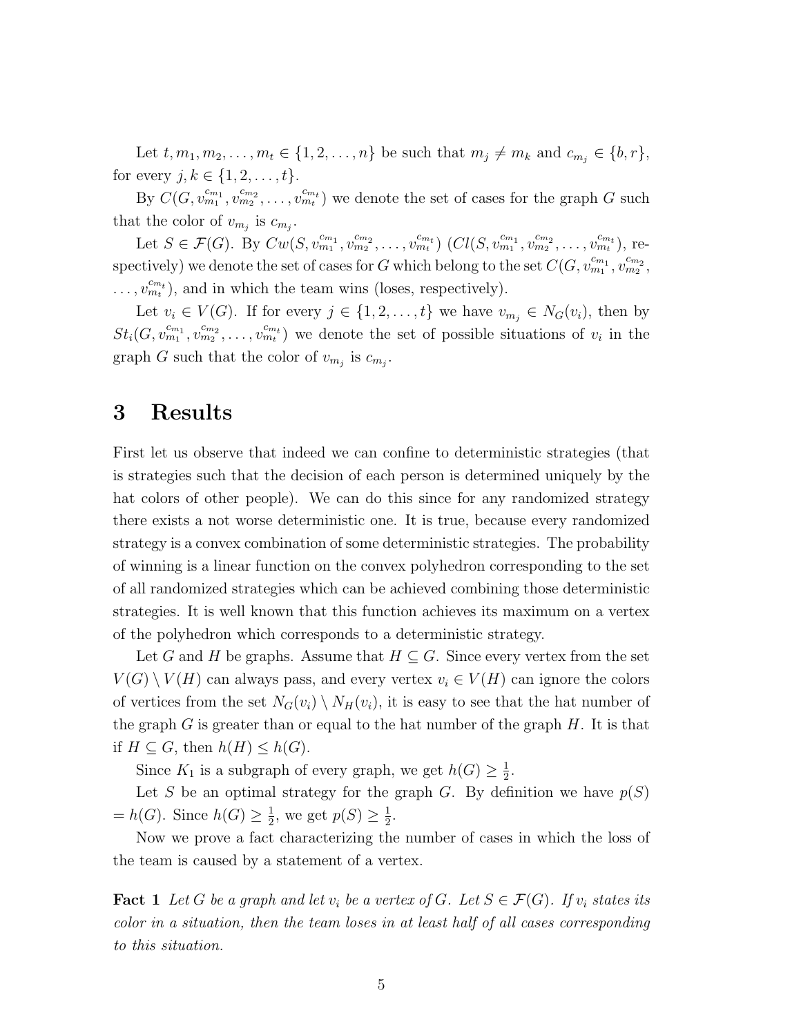Let $t, m_1, m_2, \ldots, m_t \in \{1, 2, \ldots, n\}$ be such that $m_j \neq m_k$ and $c_{m_j} \in \{b, r\}$, for every $j, k \in \{1, 2, \ldots, t\}$.

By $C(G, v_{m_1}^{c_{m_1}}, v_{m_2}^{c_{m_2}}, \ldots, v_{m_t}^{c_{m_t}})$ we denote the set of cases for the graph $G$ such that the color of $v_{m_j}$ is $c_{m_j}$.

Let $S \in \mathcal{F}(G)$. By $Cw(S, v_{m_1}^{c_{m_1}}, v_{m_2}^{c_{m_2}}, \ldots, v_{m_t}^{c_{m_t}})$ ($Cl(S, v_{m_1}^{c_{m_1}}, v_{m_2}^{c_{m_2}}, \ldots, v_{m_t}^{c_{m_t}})$, respectively) we denote the set of cases for $G$ which belong to the set $C(G, v_{m_1}^{c_{m_1}}, v_{m_2}^{c_{m_2}}, \ldots, v_{m_t}^{c_{m_t}})$, and in which the team wins (loses, respectively).

Let $v_i \in V(G)$. If for every $j \in \{1, 2, \ldots, t\}$ we have $v_{m_j} \in N_G(v_i)$, then by $St_i(G, v_{m_1}^{c_{m_1}}, v_{m_2}^{c_{m_2}}, \ldots, v_{m_t}^{c_{m_t}})$ we denote the set of possible situations of $v_i$ in the graph $G$ such that the color of $v_{m_j}$ is $c_{m_j}$.

# 3 Results

First let us observe that indeed we can confine to deterministic strategies (that is strategies such that the decision of each person is determined uniquely by the hat colors of other people). We can do this since for any randomized strategy there exists a not worse deterministic one. It is true, because every randomized strategy is a convex combination of some deterministic strategies. The probability of winning is a linear function on the convex polyhedron corresponding to the set of all randomized strategies which can be achieved combining those deterministic strategies. It is well known that this function achieves its maximum on a vertex of the polyhedron which corresponds to a deterministic strategy.

Let $G$ and $H$ be graphs. Assume that $H \subseteq G$. Since every vertex from the set $V(G) \setminus V(H)$ can always pass, and every vertex $v_i \in V(H)$ can ignore the colors of vertices from the set $N_G(v_i) \setminus N_H(v_i)$, it is easy to see that the hat number of the graph $G$ is greater than or equal to the hat number of the graph $H$. It is that if $H \subseteq G$, then $h(H) \leq h(G)$.

Since $K_1$ is a subgraph of every graph, we get $h(G) \geq \frac{1}{2}$.

Let $S$ be an optimal strategy for the graph $G$. By definition we have $p(S) = h(G)$. Since $h(G) \geq \frac{1}{2}$, we get $p(S) \geq \frac{1}{2}$.

Now we prove a fact characterizing the number of cases in which the loss of the team is caused by a statement of a vertex.

**Fact 1** *Let $G$ be a graph and let $v_i$ be a vertex of $G$. Let $S \in \mathcal{F}(G)$. If $v_i$ states its color in a situation, then the team loses in at least half of all cases corresponding to this situation.*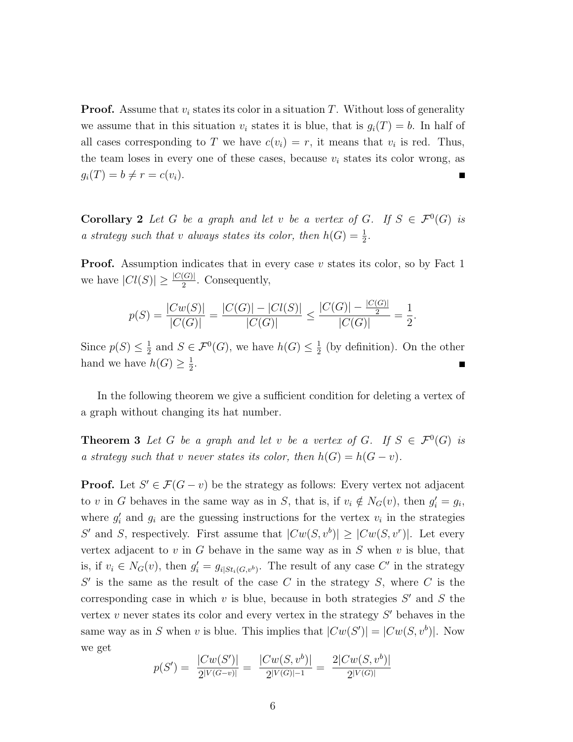**Proof.** Assume that $v_i$ states its color in a situation $T$. Without loss of generality we assume that in this situation $v_i$ states it is blue, that is $g_i(T) = b$. In half of all cases corresponding to $T$ we have $c(v_i) = r$, it means that $v_i$ is red. Thus, the team loses in every one of these cases, because $v_i$ states its color wrong, as $g_i(T) = b \neq r = c(v_i)$. ∎

**Corollary 2** *Let $G$ be a graph and let $v$ be a vertex of $G$. If $S \in \mathcal{F}^0(G)$ is a strategy such that $v$ always states its color, then $h(G) = \frac{1}{2}$.*

**Proof.** Assumption indicates that in every case $v$ states its color, so by Fact 1 we have $|Cl(S)| \geq \frac{|C(G)|}{2}$. Consequently,

$$p(S) = \frac{|Cw(S)|}{|C(G)|} = \frac{|C(G)| - |Cl(S)|}{|C(G)|} \leq \frac{|C(G)| - \frac{|C(G)|}{2}}{|C(G)|} = \frac{1}{2}.$$

Since $p(S) \leq \frac{1}{2}$ and $S \in \mathcal{F}^0(G)$, we have $h(G) \leq \frac{1}{2}$ (by definition). On the other hand we have $h(G) \geq \frac{1}{2}$. ∎

In the following theorem we give a sufficient condition for deleting a vertex of a graph without changing its hat number.

**Theorem 3** *Let $G$ be a graph and let $v$ be a vertex of $G$. If $S \in \mathcal{F}^0(G)$ is a strategy such that $v$ never states its color, then $h(G) = h(G - v)$.*

**Proof.** Let $S' \in \mathcal{F}(G - v)$ be the strategy as follows: Every vertex not adjacent to $v$ in $G$ behaves in the same way as in $S$, that is, if $v_i \notin N_G(v)$, then $g_i' = g_i$, where $g_i'$ and $g_i$ are the guessing instructions for the vertex $v_i$ in the strategies $S'$ and $S$, respectively. First assume that $|Cw(S, v^b)| \geq |Cw(S, v^r)|$. Let every vertex adjacent to $v$ in $G$ behave in the same way as in $S$ when $v$ is blue, that is, if $v_i \in N_G(v)$, then $g_i' = g_{i|St_i(G,v^b)}$. The result of any case $C'$ in the strategy $S'$ is the same as the result of the case $C$ in the strategy $S$, where $C$ is the corresponding case in which $v$ is blue, because in both strategies $S'$ and $S$ the vertex $v$ never states its color and every vertex in the strategy $S'$ behaves in the same way as in $S$ when $v$ is blue. This implies that $|Cw(S')| = |Cw(S, v^b)|$. Now we get

$$p(S') = \frac{|Cw(S')|}{2^{|V(G-v)|}} = \frac{|Cw(S, v^b)|}{2^{|V(G)|-1}} = \frac{2|Cw(S, v^b)|}{2^{|V(G)|}}$$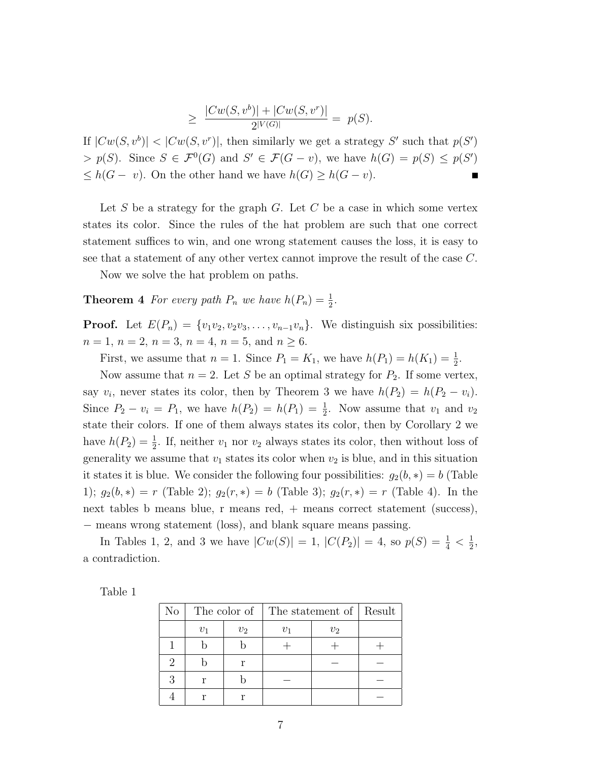$$\geq \frac{|Cw(S, v^b)| + |Cw(S, v^r)|}{2^{|V(G)|}} = p(S).$$

If $|Cw(S, v^b)| < |Cw(S, v^r)|$, then similarly we get a strategy $S'$ such that $p(S') > p(S)$. Since $S \in \mathcal{F}^0(G)$ and $S' \in \mathcal{F}(G - v)$, we have $h(G) = p(S) \leq p(S') \leq h(G - v)$. On the other hand we have $h(G) \geq h(G - v)$. ∎

Let $S$ be a strategy for the graph $G$. Let $C$ be a case in which some vertex states its color. Since the rules of the hat problem are such that one correct statement suffices to win, and one wrong statement causes the loss, it is easy to see that a statement of any other vertex cannot improve the result of the case $C$.

Now we solve the hat problem on paths.

**Theorem 4** *For every path $P_n$ we have $h(P_n) = \frac{1}{2}$.*

**Proof.** Let $E(P_n) = \{v_1v_2, v_2v_3, \ldots, v_{n-1}v_n\}$. We distinguish six possibilities: $n = 1$, $n = 2$, $n = 3$, $n = 4$, $n = 5$, and $n \geq 6$.

First, we assume that $n = 1$. Since $P_1 = K_1$, we have $h(P_1) = h(K_1) = \frac{1}{2}$.

Now assume that $n = 2$. Let $S$ be an optimal strategy for $P_2$. If some vertex, say $v_i$, never states its color, then by Theorem 3 we have $h(P_2) = h(P_2 - v_i)$. Since $P_2 - v_i = P_1$, we have $h(P_2) = h(P_1) = \frac{1}{2}$. Now assume that $v_1$ and $v_2$ state their colors. If one of them always states its color, then by Corollary 2 we have $h(P_2) = \frac{1}{2}$. If, neither $v_1$ nor $v_2$ always states its color, then without loss of generality we assume that $v_1$ states its color when $v_2$ is blue, and in this situation it states it is blue. We consider the following four possibilities: $g_2(b, *) = b$ (Table 1); $g_2(b, *) = r$ (Table 2); $g_2(r, *) = b$ (Table 3); $g_2(r, *) = r$ (Table 4). In the next tables b means blue, r means red, + means correct statement (success), − means wrong statement (loss), and blank square means passing.

In Tables 1, 2, and 3 we have $|Cw(S)| = 1$, $|C(P_2)| = 4$, so $p(S) = \frac{1}{4} < \frac{1}{2}$, a contradiction.

Table 1

| No | The color of | | The statement of | | Result |
|---|---|---|---|---|---|
| | $v_1$ | $v_2$ | $v_1$ | $v_2$ | |
| 1 | b | b | + | + | + |
| 2 | b | r | | − | − |
| 3 | r | b | − | | − |
| 4 | r | r | | | − |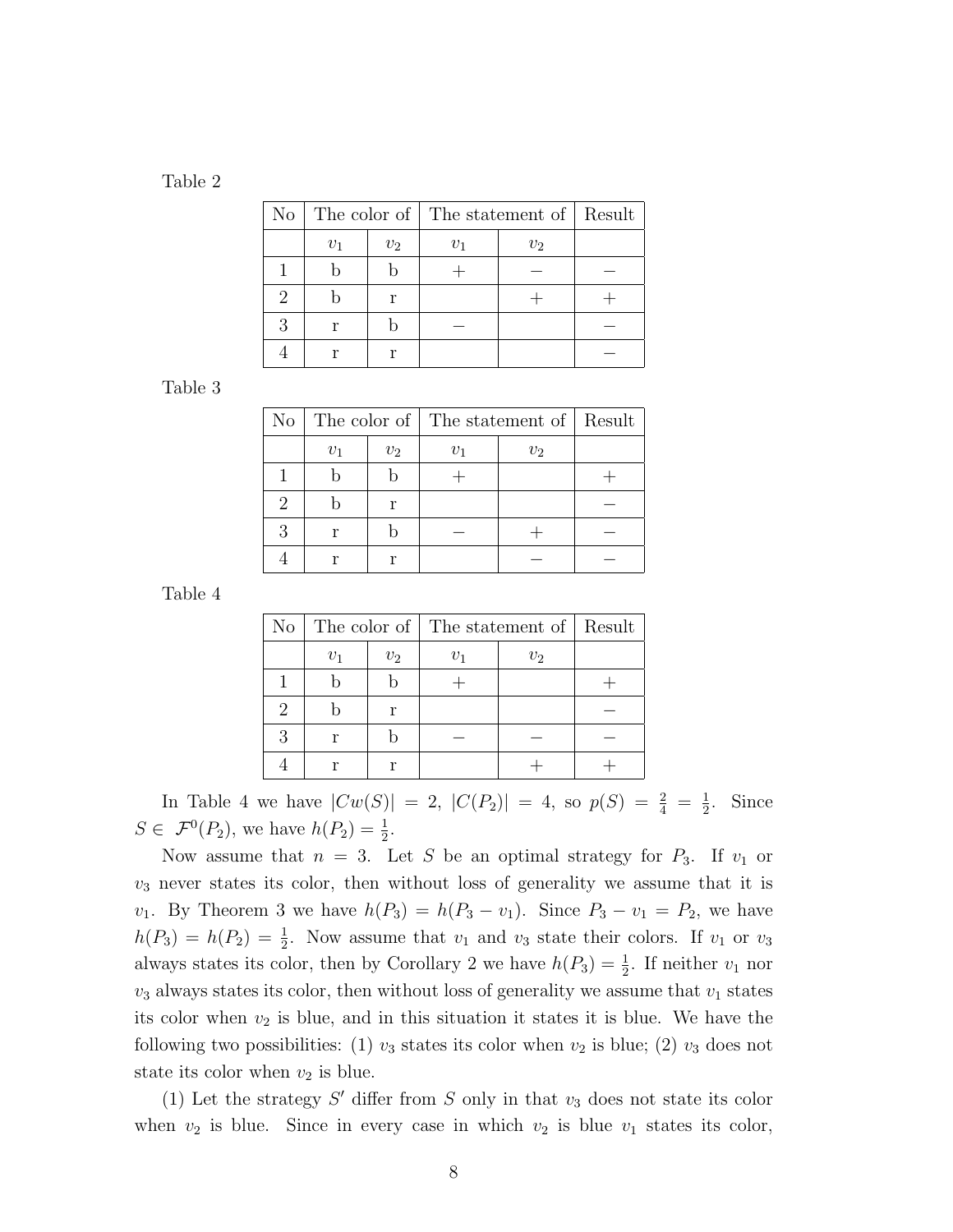Table 2

| No | The color of | | The statement of | | Result |
|---|---|---|---|---|---|
| | $v_1$ | $v_2$ | $v_1$ | $v_2$ | |
| 1 | b | b | $+$ | $-$ | $-$ |
| 2 | b | r | | $+$ | $+$ |
| 3 | r | b | $-$ | | $-$ |
| 4 | r | r | | | $-$ |

Table 3

| No | The color of | | The statement of | | Result |
|---|---|---|---|---|---|
| | $v_1$ | $v_2$ | $v_1$ | $v_2$ | |
| 1 | b | b | $+$ | | $+$ |
| 2 | b | r | | | $-$ |
| 3 | r | b | $-$ | $+$ | $-$ |
| 4 | r | r | | $-$ | $-$ |

Table 4

| No | The color of | | The statement of | | Result |
|---|---|---|---|---|---|
| | $v_1$ | $v_2$ | $v_1$ | $v_2$ | |
| 1 | b | b | $+$ | | $+$ |
| 2 | b | r | | | $-$ |
| 3 | r | b | $-$ | $-$ | $-$ |
| 4 | r | r | | $+$ | $+$ |

In Table 4 we have $|Cw(S)| = 2$, $|C(P_2)| = 4$, so $p(S) = \frac{2}{4} = \frac{1}{2}$. Since $S \in \mathcal{F}^0(P_2)$, we have $h(P_2) = \frac{1}{2}$.

Now assume that $n = 3$. Let $S$ be an optimal strategy for $P_3$. If $v_1$ or $v_3$ never states its color, then without loss of generality we assume that it is $v_1$. By Theorem 3 we have $h(P_3) = h(P_3 - v_1)$. Since $P_3 - v_1 = P_2$, we have $h(P_3) = h(P_2) = \frac{1}{2}$. Now assume that $v_1$ and $v_3$ state their colors. If $v_1$ or $v_3$ always states its color, then by Corollary 2 we have $h(P_3) = \frac{1}{2}$. If neither $v_1$ nor $v_3$ always states its color, then without loss of generality we assume that $v_1$ states its color when $v_2$ is blue, and in this situation it states it is blue. We have the following two possibilities: (1) $v_3$ states its color when $v_2$ is blue; (2) $v_3$ does not state its color when $v_2$ is blue.

(1) Let the strategy $S'$ differ from $S$ only in that $v_3$ does not state its color when $v_2$ is blue. Since in every case in which $v_2$ is blue $v_1$ states its color,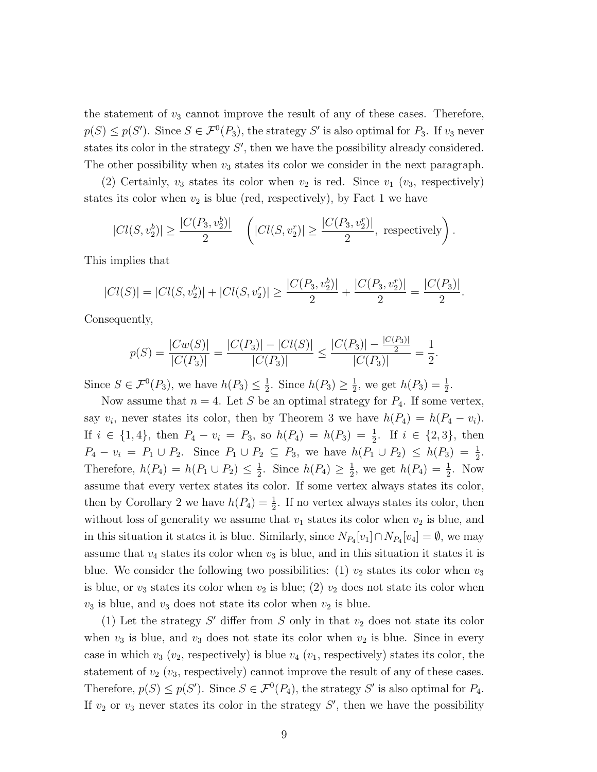the statement of $v_3$ cannot improve the result of any of these cases. Therefore, $p(S) \le p(S')$. Since $S \in \mathcal{F}^0(P_3)$, the strategy $S'$ is also optimal for $P_3$. If $v_3$ never states its color in the strategy $S'$, then we have the possibility already considered. The other possibility when $v_3$ states its color we consider in the next paragraph.

(2) Certainly, $v_3$ states its color when $v_2$ is red. Since $v_1$ ($v_3$, respectively) states its color when $v_2$ is blue (red, respectively), by Fact 1 we have

$$|Cl(S, v_2^b)| \ge \frac{|C(P_3, v_2^b)|}{2} \quad \left(|Cl(S, v_2^r)| \ge \frac{|C(P_3, v_2^r)|}{2}, \text{ respectively}\right).$$

This implies that

$$|Cl(S)| = |Cl(S, v_2^b)| + |Cl(S, v_2^r)| \ge \frac{|C(P_3, v_2^b)|}{2} + \frac{|C(P_3, v_2^r)|}{2} = \frac{|C(P_3)|}{2}.$$

Consequently,

$$p(S) = \frac{|Cw(S)|}{|C(P_3)|} = \frac{|C(P_3)| - |Cl(S)|}{|C(P_3)|} \le \frac{|C(P_3)| - \frac{|C(P_3)|}{2}}{|C(P_3)|} = \frac{1}{2}.$$

Since $S \in \mathcal{F}^0(P_3)$, we have $h(P_3) \le \frac{1}{2}$. Since $h(P_3) \ge \frac{1}{2}$, we get $h(P_3) = \frac{1}{2}$.

Now assume that $n = 4$. Let $S$ be an optimal strategy for $P_4$. If some vertex, say $v_i$, never states its color, then by Theorem 3 we have $h(P_4) = h(P_4 - v_i)$. If $i \in \{1, 4\}$, then $P_4 - v_i = P_3$, so $h(P_4) = h(P_3) = \frac{1}{2}$. If $i \in \{2, 3\}$, then $P_4 - v_i = P_1 \cup P_2$. Since $P_1 \cup P_2 \subseteq P_3$, we have $h(P_1 \cup P_2) \le h(P_3) = \frac{1}{2}$. Therefore, $h(P_4) = h(P_1 \cup P_2) \le \frac{1}{2}$. Since $h(P_4) \ge \frac{1}{2}$, we get $h(P_4) = \frac{1}{2}$. Now assume that every vertex states its color. If some vertex always states its color, then by Corollary 2 we have $h(P_4) = \frac{1}{2}$. If no vertex always states its color, then without loss of generality we assume that $v_1$ states its color when $v_2$ is blue, and in this situation it states it is blue. Similarly, since $N_{P_4}[v_1] \cap N_{P_4}[v_4] = \emptyset$, we may assume that $v_4$ states its color when $v_3$ is blue, and in this situation it states it is blue. We consider the following two possibilities: (1) $v_2$ states its color when $v_3$ is blue, or $v_3$ states its color when $v_2$ is blue; (2) $v_2$ does not state its color when $v_3$ is blue, and $v_3$ does not state its color when $v_2$ is blue.

(1) Let the strategy $S'$ differ from $S$ only in that $v_2$ does not state its color when $v_3$ is blue, and $v_3$ does not state its color when $v_2$ is blue. Since in every case in which $v_3$ ($v_2$, respectively) is blue $v_4$ ($v_1$, respectively) states its color, the statement of $v_2$ ($v_3$, respectively) cannot improve the result of any of these cases. Therefore, $p(S) \le p(S')$. Since $S \in \mathcal{F}^0(P_4)$, the strategy $S'$ is also optimal for $P_4$. If $v_2$ or $v_3$ never states its color in the strategy $S'$, then we have the possibility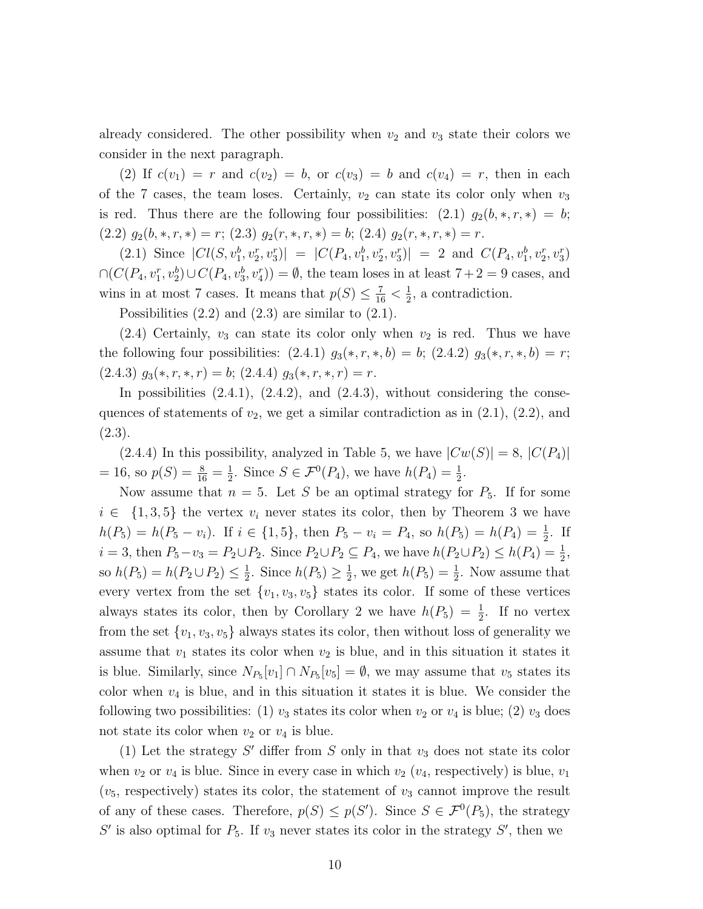already considered. The other possibility when $v_2$ and $v_3$ state their colors we consider in the next paragraph.

(2) If $c(v_1) = r$ and $c(v_2) = b$, or $c(v_3) = b$ and $c(v_4) = r$, then in each of the 7 cases, the team loses. Certainly, $v_2$ can state its color only when $v_3$ is red. Thus there are the following four possibilities: (2.1) $g_2(b, *, r, *) = b$; (2.2) $g_2(b, *, r, *) = r$; (2.3) $g_2(r, *, r, *) = b$; (2.4) $g_2(r, *, r, *) = r$.

(2.1) Since $|Cl(S, v_1^b, v_2^r, v_3^r)| = |C(P_4, v_1^b, v_2^r, v_3^r)| = 2$ and $C(P_4, v_1^b, v_2^r, v_3^r)$ $\cap (C(P_4, v_1^r, v_2^b) \cup C(P_4, v_3^b, v_4^r)) = \emptyset$, the team loses in at least $7+2 = 9$ cases, and wins in at most 7 cases. It means that $p(S) \leq \frac{7}{16} < \frac{1}{2}$, a contradiction.

Possibilities (2.2) and (2.3) are similar to (2.1).

(2.4) Certainly, $v_3$ can state its color only when $v_2$ is red. Thus we have the following four possibilities: (2.4.1) $g_3(*, r, *, b) = b$; (2.4.2) $g_3(*, r, *, b) = r$; (2.4.3) $g_3(*, r, *, r) = b$; (2.4.4) $g_3(*, r, *, r) = r$.

In possibilities (2.4.1), (2.4.2), and (2.4.3), without considering the consequences of statements of $v_2$, we get a similar contradiction as in (2.1), (2.2), and (2.3).

(2.4.4) In this possibility, analyzed in Table 5, we have $|Cw(S)| = 8$, $|C(P_4)|$ $= 16$, so $p(S) = \frac{8}{16} = \frac{1}{2}$. Since $S \in \mathcal{F}^0(P_4)$, we have $h(P_4) = \frac{1}{2}$.

Now assume that $n = 5$. Let $S$ be an optimal strategy for $P_5$. If for some $i \in \{1, 3, 5\}$ the vertex $v_i$ never states its color, then by Theorem 3 we have $h(P_5) = h(P_5 - v_i)$. If $i \in \{1, 5\}$, then $P_5 - v_i = P_4$, so $h(P_5) = h(P_4) = \frac{1}{2}$. If $i = 3$, then $P_5 - v_3 = P_2 \cup P_2$. Since $P_2 \cup P_2 \subseteq P_4$, we have $h(P_2 \cup P_2) \leq h(P_4) = \frac{1}{2}$, so $h(P_5) = h(P_2 \cup P_2) \leq \frac{1}{2}$. Since $h(P_5) \geq \frac{1}{2}$, we get $h(P_5) = \frac{1}{2}$. Now assume that every vertex from the set $\{v_1, v_3, v_5\}$ states its color. If some of these vertices always states its color, then by Corollary 2 we have $h(P_5) = \frac{1}{2}$. If no vertex from the set $\{v_1, v_3, v_5\}$ always states its color, then without loss of generality we assume that $v_1$ states its color when $v_2$ is blue, and in this situation it states it is blue. Similarly, since $N_{P_5}[v_1] \cap N_{P_5}[v_5] = \emptyset$, we may assume that $v_5$ states its color when $v_4$ is blue, and in this situation it states it is blue. We consider the following two possibilities: (1) $v_3$ states its color when $v_2$ or $v_4$ is blue; (2) $v_3$ does not state its color when $v_2$ or $v_4$ is blue.

(1) Let the strategy $S'$ differ from $S$ only in that $v_3$ does not state its color when $v_2$ or $v_4$ is blue. Since in every case in which $v_2$ ($v_4$, respectively) is blue, $v_1$ ($v_5$, respectively) states its color, the statement of $v_3$ cannot improve the result of any of these cases. Therefore, $p(S) \leq p(S')$. Since $S \in \mathcal{F}^0(P_5)$, the strategy $S'$ is also optimal for $P_5$. If $v_3$ never states its color in the strategy $S'$, then we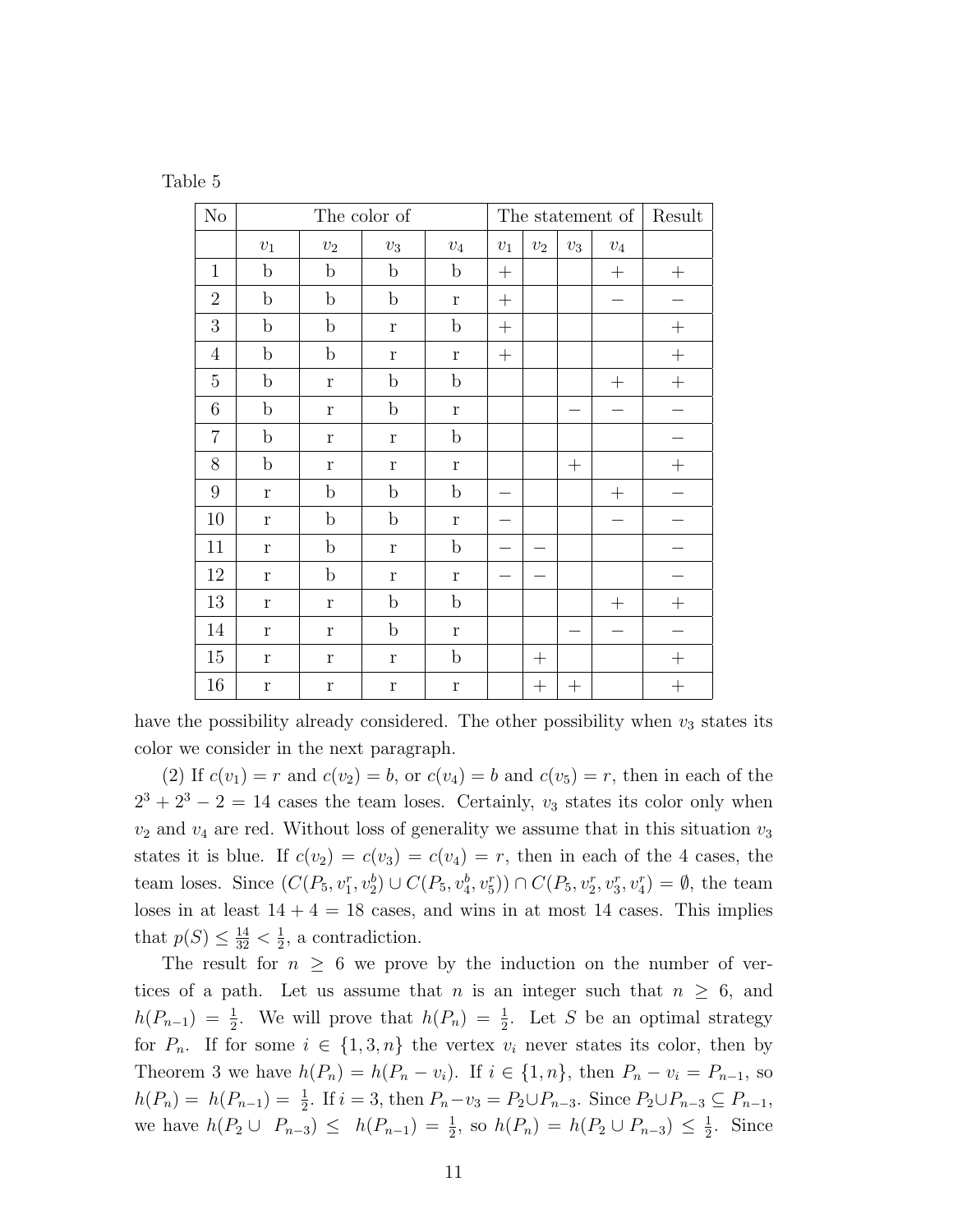Table 5

| No | The color of | | | | The statement of | | | | Result |
|---|---|---|---|---|---|---|---|---|---|
| | $v_1$ | $v_2$ | $v_3$ | $v_4$ | $v_1$ | $v_2$ | $v_3$ | $v_4$ | |
| 1 | b | b | b | b | $+$ | | | $+$ | $+$ |
| 2 | b | b | b | r | $+$ | | | $-$ | $-$ |
| 3 | b | b | r | b | $+$ | | | | $+$ |
| 4 | b | b | r | r | $+$ | | | | $+$ |
| 5 | b | r | b | b | | | | $+$ | $+$ |
| 6 | b | r | b | r | | | $-$ | $-$ | $-$ |
| 7 | b | r | r | b | | | | | $-$ |
| 8 | b | r | r | r | | | $+$ | | $+$ |
| 9 | r | b | b | b | $-$ | | | $+$ | $-$ |
| 10 | r | b | b | r | $-$ | | | $-$ | $-$ |
| 11 | r | b | r | b | $-$ | $-$ | | | $-$ |
| 12 | r | b | r | r | $-$ | $-$ | | | $-$ |
| 13 | r | r | b | b | | | | $+$ | $+$ |
| 14 | r | r | b | r | | | $-$ | $-$ | $-$ |
| 15 | r | r | r | b | | $+$ | | | $+$ |
| 16 | r | r | r | r | | $+$ | $+$ | | $+$ |

have the possibility already considered. The other possibility when $v_3$ states its color we consider in the next paragraph.

(2) If $c(v_1) = r$ and $c(v_2) = b$, or $c(v_4) = b$ and $c(v_5) = r$, then in each of the $2^3 + 2^3 - 2 = 14$ cases the team loses. Certainly, $v_3$ states its color only when $v_2$ and $v_4$ are red. Without loss of generality we assume that in this situation $v_3$ states it is blue. If $c(v_2) = c(v_3) = c(v_4) = r$, then in each of the 4 cases, the team loses. Since $(C(P_5, v_1^r, v_2^b) \cup C(P_5, v_4^b, v_5^r)) \cap C(P_5, v_2^r, v_3^r, v_4^r) = \emptyset$, the team loses in at least $14 + 4 = 18$ cases, and wins in at most 14 cases. This implies that $p(S) \leq \frac{14}{32} < \frac{1}{2}$, a contradiction.

The result for $n \geq 6$ we prove by the induction on the number of vertices of a path. Let us assume that $n$ is an integer such that $n \geq 6$, and $h(P_{n-1}) = \frac{1}{2}$. We will prove that $h(P_n) = \frac{1}{2}$. Let $S$ be an optimal strategy for $P_n$. If for some $i \in \{1, 3, n\}$ the vertex $v_i$ never states its color, then by Theorem 3 we have $h(P_n) = h(P_n - v_i)$. If $i \in \{1, n\}$, then $P_n - v_i = P_{n-1}$, so $h(P_n) = h(P_{n-1}) = \frac{1}{2}$. If $i = 3$, then $P_n - v_3 = P_2 \cup P_{n-3}$. Since $P_2 \cup P_{n-3} \subseteq P_{n-1}$, we have $h(P_2 \cup P_{n-3}) \leq h(P_{n-1}) = \frac{1}{2}$, so $h(P_n) = h(P_2 \cup P_{n-3}) \leq \frac{1}{2}$. Since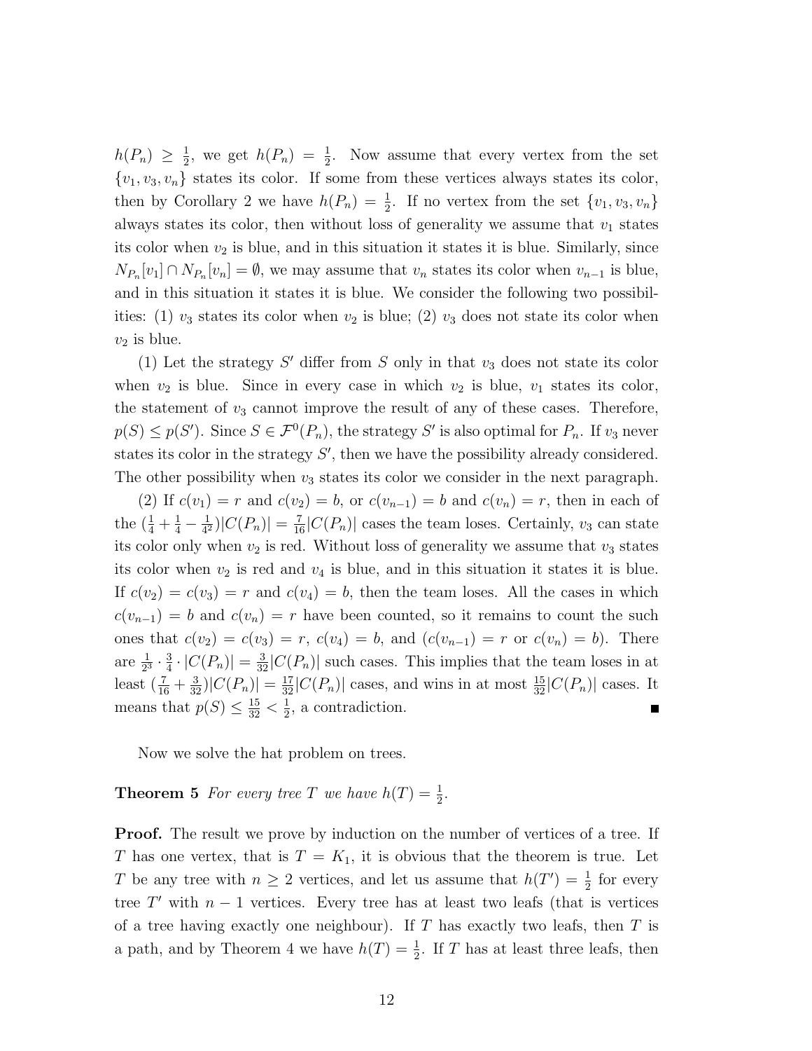$h(P_n) \geq \frac{1}{2}$, we get $h(P_n) = \frac{1}{2}$. Now assume that every vertex from the set $\{v_1, v_3, v_n\}$ states its color. If some from these vertices always states its color, then by Corollary 2 we have $h(P_n) = \frac{1}{2}$. If no vertex from the set $\{v_1, v_3, v_n\}$ always states its color, then without loss of generality we assume that $v_1$ states its color when $v_2$ is blue, and in this situation it states it is blue. Similarly, since $N_{P_n}[v_1] \cap N_{P_n}[v_n] = \emptyset$, we may assume that $v_n$ states its color when $v_{n-1}$ is blue, and in this situation it states it is blue. We consider the following two possibilities: (1) $v_3$ states its color when $v_2$ is blue; (2) $v_3$ does not state its color when $v_2$ is blue.

(1) Let the strategy $S'$ differ from $S$ only in that $v_3$ does not state its color when $v_2$ is blue. Since in every case in which $v_2$ is blue, $v_1$ states its color, the statement of $v_3$ cannot improve the result of any of these cases. Therefore, $p(S) \leq p(S')$. Since $S \in \mathcal{F}^0(P_n)$, the strategy $S'$ is also optimal for $P_n$. If $v_3$ never states its color in the strategy $S'$, then we have the possibility already considered. The other possibility when $v_3$ states its color we consider in the next paragraph.

(2) If $c(v_1) = r$ and $c(v_2) = b$, or $c(v_{n-1}) = b$ and $c(v_n) = r$, then in each of the $(\frac{1}{4} + \frac{1}{4} - \frac{1}{4^2})|C(P_n)| = \frac{7}{16}|C(P_n)|$ cases the team loses. Certainly, $v_3$ can state its color only when $v_2$ is red. Without loss of generality we assume that $v_3$ states its color when $v_2$ is red and $v_4$ is blue, and in this situation it states it is blue. If $c(v_2) = c(v_3) = r$ and $c(v_4) = b$, then the team loses. All the cases in which $c(v_{n-1}) = b$ and $c(v_n) = r$ have been counted, so it remains to count the such ones that $c(v_2) = c(v_3) = r$, $c(v_4) = b$, and $(c(v_{n-1}) = r$ or $c(v_n) = b)$. There are $\frac{1}{2^3} \cdot \frac{3}{4} \cdot |C(P_n)| = \frac{3}{32}|C(P_n)|$ such cases. This implies that the team loses in at least $(\frac{7}{16} + \frac{3}{32})|C(P_n)| = \frac{17}{32}|C(P_n)|$ cases, and wins in at most $\frac{15}{32}|C(P_n)|$ cases. It means that $p(S) \leq \frac{15}{32} < \frac{1}{2}$, a contradiction. ∎

Now we solve the hat problem on trees.

**Theorem 5** *For every tree $T$ we have $h(T) = \frac{1}{2}$.*

**Proof.** The result we prove by induction on the number of vertices of a tree. If $T$ has one vertex, that is $T = K_1$, it is obvious that the theorem is true. Let $T$ be any tree with $n \geq 2$ vertices, and let us assume that $h(T') = \frac{1}{2}$ for every tree $T'$ with $n-1$ vertices. Every tree has at least two leafs (that is vertices of a tree having exactly one neighbour). If $T$ has exactly two leafs, then $T$ is a path, and by Theorem 4 we have $h(T) = \frac{1}{2}$. If $T$ has at least three leafs, then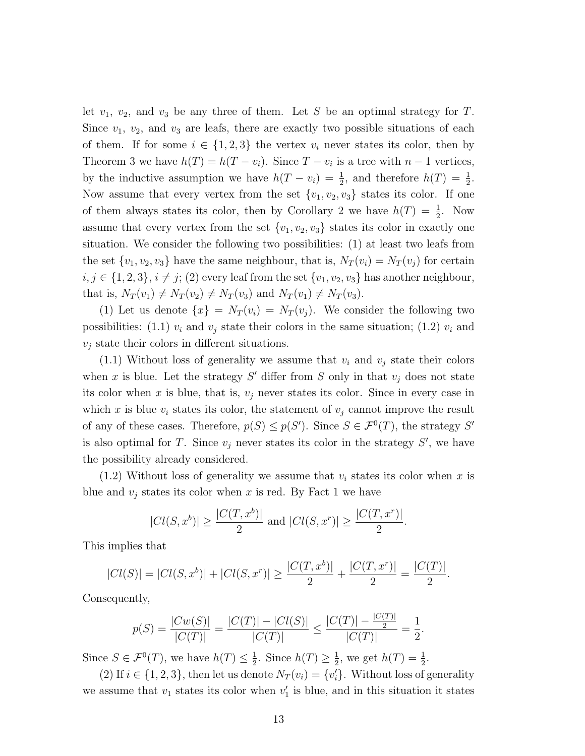let $v_1$, $v_2$, and $v_3$ be any three of them. Let $S$ be an optimal strategy for $T$. Since $v_1$, $v_2$, and $v_3$ are leafs, there are exactly two possible situations of each of them. If for some $i \in \{1, 2, 3\}$ the vertex $v_i$ never states its color, then by Theorem 3 we have $h(T) = h(T - v_i)$. Since $T - v_i$ is a tree with $n - 1$ vertices, by the inductive assumption we have $h(T - v_i) = \frac{1}{2}$, and therefore $h(T) = \frac{1}{2}$. Now assume that every vertex from the set $\{v_1, v_2, v_3\}$ states its color. If one of them always states its color, then by Corollary 2 we have $h(T) = \frac{1}{2}$. Now assume that every vertex from the set $\{v_1, v_2, v_3\}$ states its color in exactly one situation. We consider the following two possibilities: (1) at least two leafs from the set $\{v_1, v_2, v_3\}$ have the same neighbour, that is, $N_T(v_i) = N_T(v_j)$ for certain $i, j \in \{1, 2, 3\}$, $i \neq j$; (2) every leaf from the set $\{v_1, v_2, v_3\}$ has another neighbour, that is, $N_T(v_1) \neq N_T(v_2) \neq N_T(v_3)$ and $N_T(v_1) \neq N_T(v_3)$.

(1) Let us denote $\{x\} = N_T(v_i) = N_T(v_j)$. We consider the following two possibilities: (1.1) $v_i$ and $v_j$ state their colors in the same situation; (1.2) $v_i$ and $v_j$ state their colors in different situations.

(1.1) Without loss of generality we assume that $v_i$ and $v_j$ state their colors when $x$ is blue. Let the strategy $S'$ differ from $S$ only in that $v_j$ does not state its color when $x$ is blue, that is, $v_j$ never states its color. Since in every case in which $x$ is blue $v_i$ states its color, the statement of $v_j$ cannot improve the result of any of these cases. Therefore, $p(S) \leq p(S')$. Since $S \in \mathcal{F}^0(T)$, the strategy $S'$ is also optimal for $T$. Since $v_j$ never states its color in the strategy $S'$, we have the possibility already considered.

(1.2) Without loss of generality we assume that $v_i$ states its color when $x$ is blue and $v_j$ states its color when $x$ is red. By Fact 1 we have

$$|Cl(S, x^b)| \geq \frac{|C(T, x^b)|}{2} \text{ and } |Cl(S, x^r)| \geq \frac{|C(T, x^r)|}{2}.$$

This implies that

$$|Cl(S)| = |Cl(S, x^b)| + |Cl(S, x^r)| \geq \frac{|C(T, x^b)|}{2} + \frac{|C(T, x^r)|}{2} = \frac{|C(T)|}{2}.$$

Consequently,

$$p(S) = \frac{|Cw(S)|}{|C(T)|} = \frac{|C(T)| - |Cl(S)|}{|C(T)|} \leq \frac{|C(T)| - \frac{|C(T)|}{2}}{|C(T)|} = \frac{1}{2}.$$

Since $S \in \mathcal{F}^0(T)$, we have $h(T) \leq \frac{1}{2}$. Since $h(T) \geq \frac{1}{2}$, we get $h(T) = \frac{1}{2}$.

(2) If $i \in \{1, 2, 3\}$, then let us denote $N_T(v_i) = \{v_i'\}$. Without loss of generality we assume that $v_1$ states its color when $v_1'$ is blue, and in this situation it states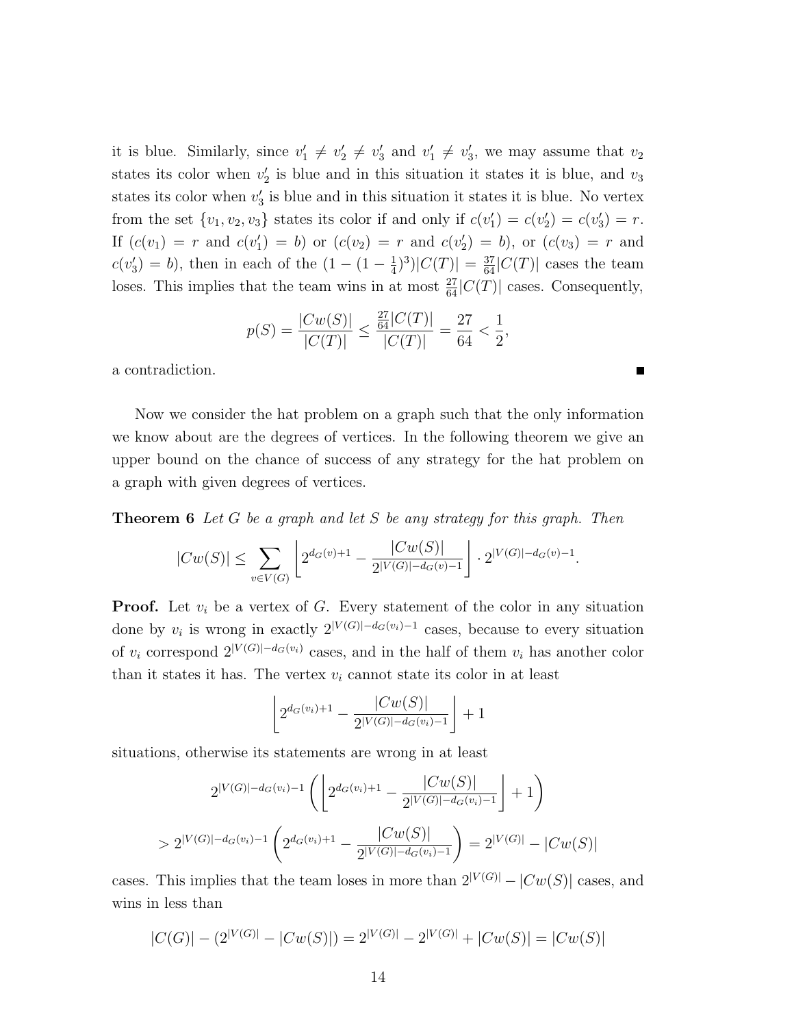it is blue. Similarly, since $v_1' \neq v_2' \neq v_3'$ and $v_1' \neq v_3'$, we may assume that $v_2$ states its color when $v_2'$ is blue and in this situation it states it is blue, and $v_3$ states its color when $v_3'$ is blue and in this situation it states it is blue. No vertex from the set $\{v_1, v_2, v_3\}$ states its color if and only if $c(v_1') = c(v_2') = c(v_3') = r$. If $(c(v_1) = r$ and $c(v_1') = b)$ or $(c(v_2) = r$ and $c(v_2') = b)$, or $(c(v_3) = r$ and $c(v_3') = b)$, then in each of the $(1 - (1 - \frac{1}{4})^3)|C(T)| = \frac{37}{64}|C(T)|$ cases the team loses. This implies that the team wins in at most $\frac{27}{64}|C(T)|$ cases. Consequently,

$$p(S) = \frac{|Cw(S)|}{|C(T)|} \leq \frac{\frac{27}{64}|C(T)|}{|C(T)|} = \frac{27}{64} < \frac{1}{2},$$

a contradiction. ∎

Now we consider the hat problem on a graph such that the only information we know about are the degrees of vertices. In the following theorem we give an upper bound on the chance of success of any strategy for the hat problem on a graph with given degrees of vertices.

**Theorem 6** *Let $G$ be a graph and let $S$ be any strategy for this graph. Then*

$$|Cw(S)| \leq \sum_{v \in V(G)} \left\lfloor 2^{d_G(v)+1} - \frac{|Cw(S)|}{2^{|V(G)|-d_G(v)-1}} \right\rfloor \cdot 2^{|V(G)|-d_G(v)-1}.$$

**Proof.** Let $v_i$ be a vertex of $G$. Every statement of the color in any situation done by $v_i$ is wrong in exactly $2^{|V(G)|-d_G(v_i)-1}$ cases, because to every situation of $v_i$ correspond $2^{|V(G)|-d_G(v_i)}$ cases, and in the half of them $v_i$ has another color than it states it has. The vertex $v_i$ cannot state its color in at least

$$\left\lfloor 2^{d_G(v_i)+1} - \frac{|Cw(S)|}{2^{|V(G)|-d_G(v_i)-1}} \right\rfloor + 1$$

situations, otherwise its statements are wrong in at least

$$2^{|V(G)|-d_G(v_i)-1} \left( \left\lfloor 2^{d_G(v_i)+1} - \frac{|Cw(S)|}{2^{|V(G)|-d_G(v_i)-1}} \right\rfloor + 1 \right)$$

$$> 2^{|V(G)|-d_G(v_i)-1} \left( 2^{d_G(v_i)+1} - \frac{|Cw(S)|}{2^{|V(G)|-d_G(v_i)-1}} \right) = 2^{|V(G)|} - |Cw(S)|$$

cases. This implies that the team loses in more than $2^{|V(G)|} - |Cw(S)|$ cases, and wins in less than

$$|C(G)| - (2^{|V(G)|} - |Cw(S)|) = 2^{|V(G)|} - 2^{|V(G)|} + |Cw(S)| = |Cw(S)|$$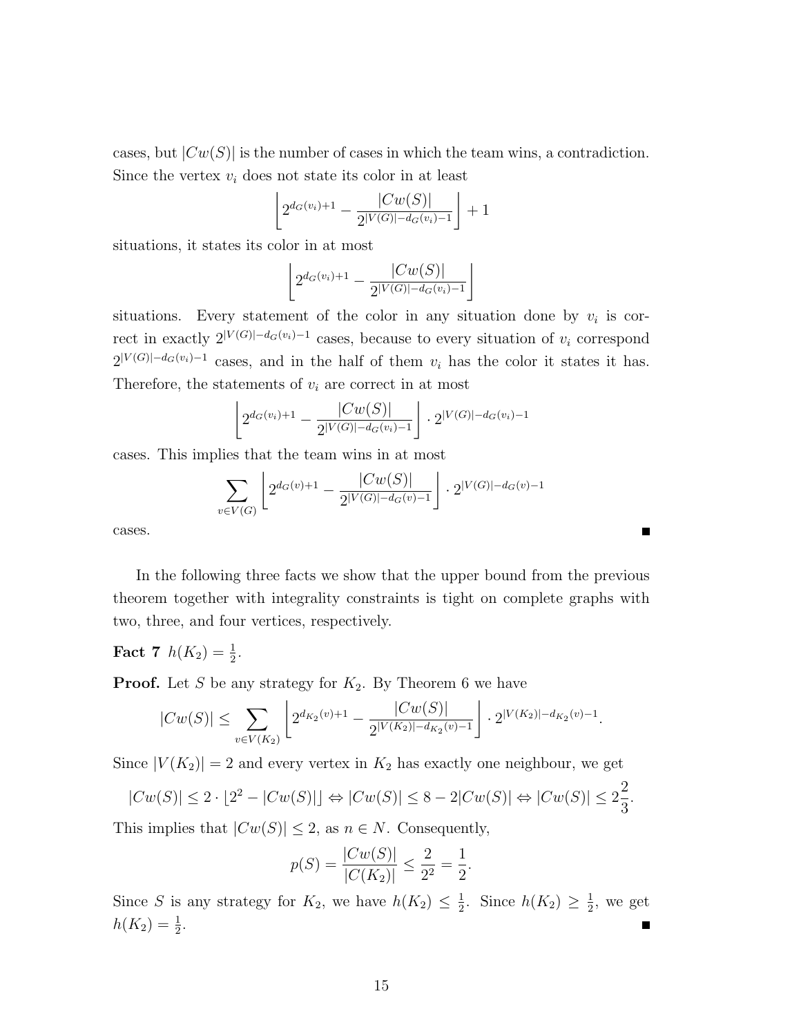cases, but $|Cw(S)|$ is the number of cases in which the team wins, a contradiction. Since the vertex $v_i$ does not state its color in at least

$$\left\lfloor 2^{d_G(v_i)+1} - \frac{|Cw(S)|}{2^{|V(G)|-d_G(v_i)-1}} \right\rfloor + 1$$

situations, it states its color in at most

$$\left\lfloor 2^{d_G(v_i)+1} - \frac{|Cw(S)|}{2^{|V(G)|-d_G(v_i)-1}} \right\rfloor$$

situations. Every statement of the color in any situation done by $v_i$ is correct in exactly $2^{|V(G)|-d_G(v_i)-1}$ cases, because to every situation of $v_i$ correspond $2^{|V(G)|-d_G(v_i)-1}$ cases, and in the half of them $v_i$ has the color it states it has. Therefore, the statements of $v_i$ are correct in at most

$$\left\lfloor 2^{d_G(v_i)+1} - \frac{|Cw(S)|}{2^{|V(G)|-d_G(v_i)-1}} \right\rfloor \cdot 2^{|V(G)|-d_G(v_i)-1}$$

cases. This implies that the team wins in at most

$$\sum_{v \in V(G)} \left\lfloor 2^{d_G(v)+1} - \frac{|Cw(S)|}{2^{|V(G)|-d_G(v)-1}} \right\rfloor \cdot 2^{|V(G)|-d_G(v)-1}$$

cases. ∎

In the following three facts we show that the upper bound from the previous theorem together with integrality constraints is tight on complete graphs with two, three, and four vertices, respectively.

**Fact 7** $h(K_2) = \frac{1}{2}$.

**Proof.** Let $S$ be any strategy for $K_2$. By Theorem 6 we have

$$|Cw(S)| \leq \sum_{v \in V(K_2)} \left\lfloor 2^{d_{K_2}(v)+1} - \frac{|Cw(S)|}{2^{|V(K_2)|-d_{K_2}(v)-1}} \right\rfloor \cdot 2^{|V(K_2)|-d_{K_2}(v)-1}.$$

Since $|V(K_2)| = 2$ and every vertex in $K_2$ has exactly one neighbour, we get

$$|Cw(S)| \leq 2 \cdot \lfloor 2^2 - |Cw(S)| \rfloor \Leftrightarrow |Cw(S)| \leq 8 - 2|Cw(S)| \Leftrightarrow |Cw(S)| \leq 2\frac{2}{3}.$$

This implies that $|Cw(S)| \leq 2$, as $n \in N$. Consequently,

$$p(S) = \frac{|Cw(S)|}{|C(K_2)|} \leq \frac{2}{2^2} = \frac{1}{2}.$$

Since $S$ is any strategy for $K_2$, we have $h(K_2) \leq \frac{1}{2}$. Since $h(K_2) \geq \frac{1}{2}$, we get $h(K_2) = \frac{1}{2}$. ∎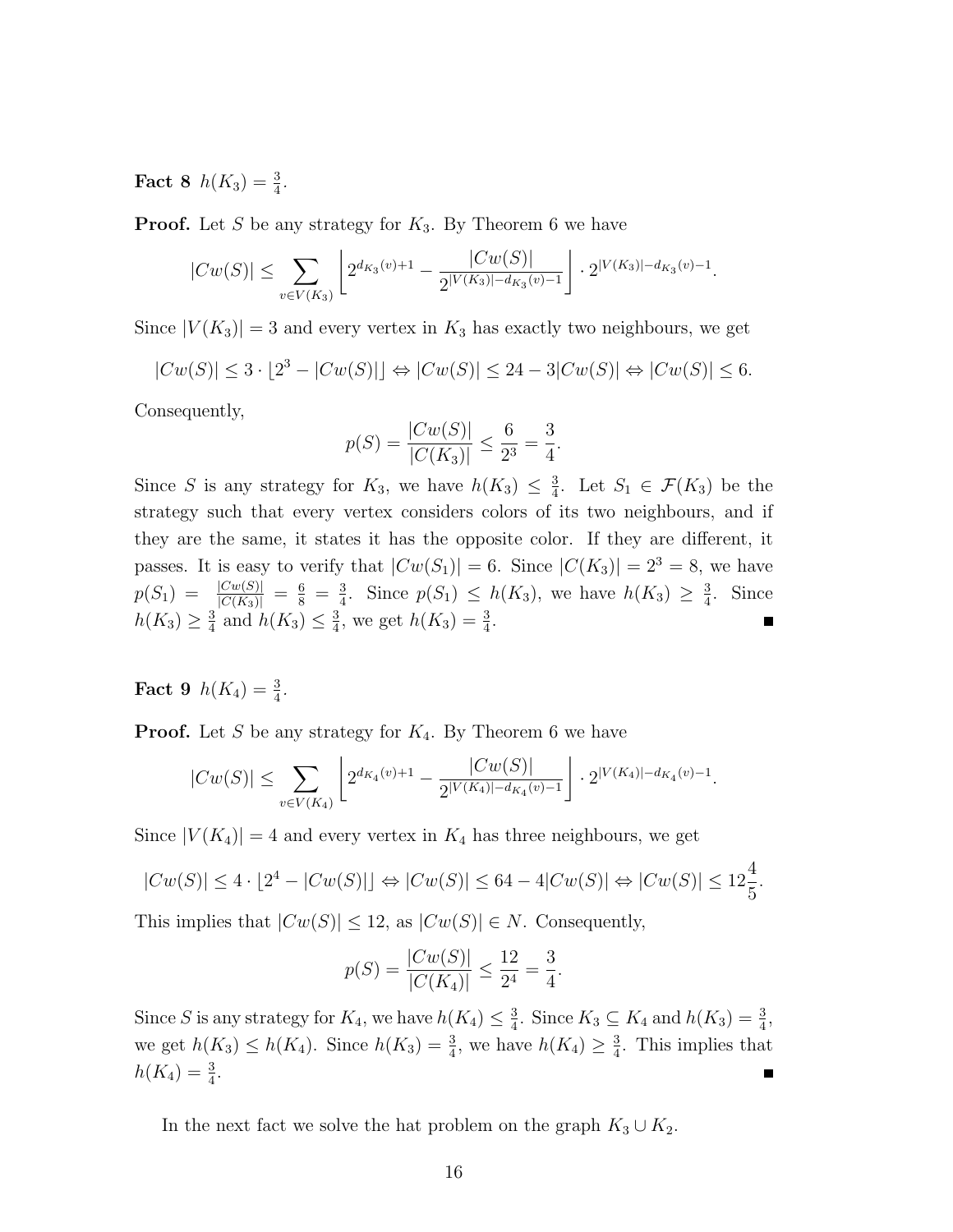**Fact 8** $h(K_3) = \frac{3}{4}$.

**Proof.** Let $S$ be any strategy for $K_3$. By Theorem 6 we have

$$|Cw(S)| \leq \sum_{v \in V(K_3)} \left\lfloor 2^{d_{K_3}(v)+1} - \frac{|Cw(S)|}{2^{|V(K_3)|-d_{K_3}(v)-1}} \right\rfloor \cdot 2^{|V(K_3)|-d_{K_3}(v)-1}.$$

Since $|V(K_3)| = 3$ and every vertex in $K_3$ has exactly two neighbours, we get

$$|Cw(S)| \leq 3 \cdot \lfloor 2^3 - |Cw(S)| \rfloor \Leftrightarrow |Cw(S)| \leq 24 - 3|Cw(S)| \Leftrightarrow |Cw(S)| \leq 6.$$

Consequently,

$$p(S) = \frac{|Cw(S)|}{|C(K_3)|} \leq \frac{6}{2^3} = \frac{3}{4}.$$

Since $S$ is any strategy for $K_3$, we have $h(K_3) \leq \frac{3}{4}$. Let $S_1 \in \mathcal{F}(K_3)$ be the strategy such that every vertex considers colors of its two neighbours, and if they are the same, it states it has the opposite color. If they are different, it passes. It is easy to verify that $|Cw(S_1)| = 6$. Since $|C(K_3)| = 2^3 = 8$, we have $p(S_1) = \frac{|Cw(S)|}{|C(K_3)|} = \frac{6}{8} = \frac{3}{4}$. Since $p(S_1) \leq h(K_3)$, we have $h(K_3) \geq \frac{3}{4}$. Since $h(K_3) \geq \frac{3}{4}$ and $h(K_3) \leq \frac{3}{4}$, we get $h(K_3) = \frac{3}{4}$. ∎

**Fact 9** $h(K_4) = \frac{3}{4}$.

**Proof.** Let $S$ be any strategy for $K_4$. By Theorem 6 we have

$$|Cw(S)| \leq \sum_{v \in V(K_4)} \left\lfloor 2^{d_{K_4}(v)+1} - \frac{|Cw(S)|}{2^{|V(K_4)|-d_{K_4}(v)-1}} \right\rfloor \cdot 2^{|V(K_4)|-d_{K_4}(v)-1}.$$

Since $|V(K_4)| = 4$ and every vertex in $K_4$ has three neighbours, we get

$$|Cw(S)| \leq 4 \cdot \lfloor 2^4 - |Cw(S)| \rfloor \Leftrightarrow |Cw(S)| \leq 64 - 4|Cw(S)| \Leftrightarrow |Cw(S)| \leq 12\frac{4}{5}.$$

This implies that $|Cw(S)| \leq 12$, as $|Cw(S)| \in N$. Consequently,

$$p(S) = \frac{|Cw(S)|}{|C(K_4)|} \leq \frac{12}{2^4} = \frac{3}{4}.$$

Since $S$ is any strategy for $K_4$, we have $h(K_4) \leq \frac{3}{4}$. Since $K_3 \subseteq K_4$ and $h(K_3) = \frac{3}{4}$, we get $h(K_3) \leq h(K_4)$. Since $h(K_3) = \frac{3}{4}$, we have $h(K_4) \geq \frac{3}{4}$. This implies that $h(K_4) = \frac{3}{4}$. ∎

In the next fact we solve the hat problem on the graph $K_3 \cup K_2$.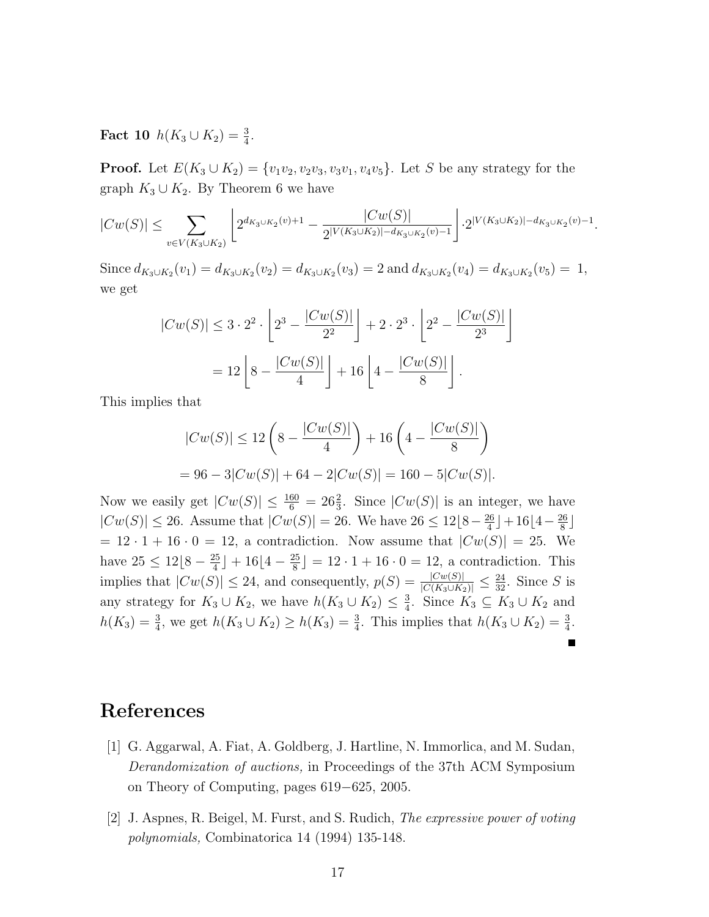**Fact 10** $h(K_3 \cup K_2) = \frac{3}{4}$.

**Proof.** Let $E(K_3 \cup K_2) = \{v_1v_2, v_2v_3, v_3v_1, v_4v_5\}$. Let $S$ be any strategy for the graph $K_3 \cup K_2$. By Theorem 6 we have

$$|Cw(S)| \leq \sum_{v \in V(K_3 \cup K_2)} \left\lfloor 2^{d_{K_3 \cup K_2}(v)+1} - \frac{|Cw(S)|}{2^{|V(K_3 \cup K_2)| - d_{K_3 \cup K_2}(v) - 1}} \right\rfloor \cdot 2^{|V(K_3 \cup K_2)| - d_{K_3 \cup K_2}(v) - 1}.$$

Since $d_{K_3 \cup K_2}(v_1) = d_{K_3 \cup K_2}(v_2) = d_{K_3 \cup K_2}(v_3) = 2$ and $d_{K_3 \cup K_2}(v_4) = d_{K_3 \cup K_2}(v_5) = 1$, we get

$$|Cw(S)| \leq 3 \cdot 2^2 \cdot \left\lfloor 2^3 - \frac{|Cw(S)|}{2^2} \right\rfloor + 2 \cdot 2^3 \cdot \left\lfloor 2^2 - \frac{|Cw(S)|}{2^3} \right\rfloor$$
$$= 12 \left\lfloor 8 - \frac{|Cw(S)|}{4} \right\rfloor + 16 \left\lfloor 4 - \frac{|Cw(S)|}{8} \right\rfloor.$$

This implies that

$$|Cw(S)| \leq 12 \left( 8 - \frac{|Cw(S)|}{4} \right) + 16 \left( 4 - \frac{|Cw(S)|}{8} \right)$$
$$= 96 - 3|Cw(S)| + 64 - 2|Cw(S)| = 160 - 5|Cw(S)|.$$

Now we easily get $|Cw(S)| \leq \frac{160}{6} = 26\frac{2}{3}$. Since $|Cw(S)|$ is an integer, we have $|Cw(S)| \leq 26$. Assume that $|Cw(S)| = 26$. We have $26 \leq 12\lfloor 8 - \frac{26}{4} \rfloor + 16\lfloor 4 - \frac{26}{8} \rfloor$ $= 12 \cdot 1 + 16 \cdot 0 = 12$, a contradiction. Now assume that $|Cw(S)| = 25$. We have $25 \leq 12\lfloor 8 - \frac{25}{4} \rfloor + 16\lfloor 4 - \frac{25}{8} \rfloor = 12 \cdot 1 + 16 \cdot 0 = 12$, a contradiction. This implies that $|Cw(S)| \leq 24$, and consequently, $p(S) = \frac{|Cw(S)|}{|C(K_3 \cup K_2)|} \leq \frac{24}{32}$. Since $S$ is any strategy for $K_3 \cup K_2$, we have $h(K_3 \cup K_2) \leq \frac{3}{4}$. Since $K_3 \subseteq K_3 \cup K_2$ and $h(K_3) = \frac{3}{4}$, we get $h(K_3 \cup K_2) \geq h(K_3) = \frac{3}{4}$. This implies that $h(K_3 \cup K_2) = \frac{3}{4}$. ■

# References

[1] G. Aggarwal, A. Fiat, A. Goldberg, J. Hartline, N. Immorlica, and M. Sudan, *Derandomization of auctions,* in Proceedings of the 37th ACM Symposium on Theory of Computing, pages 619−625, 2005.

[2] J. Aspnes, R. Beigel, M. Furst, and S. Rudich, *The expressive power of voting polynomials,* Combinatorica 14 (1994) 135-148.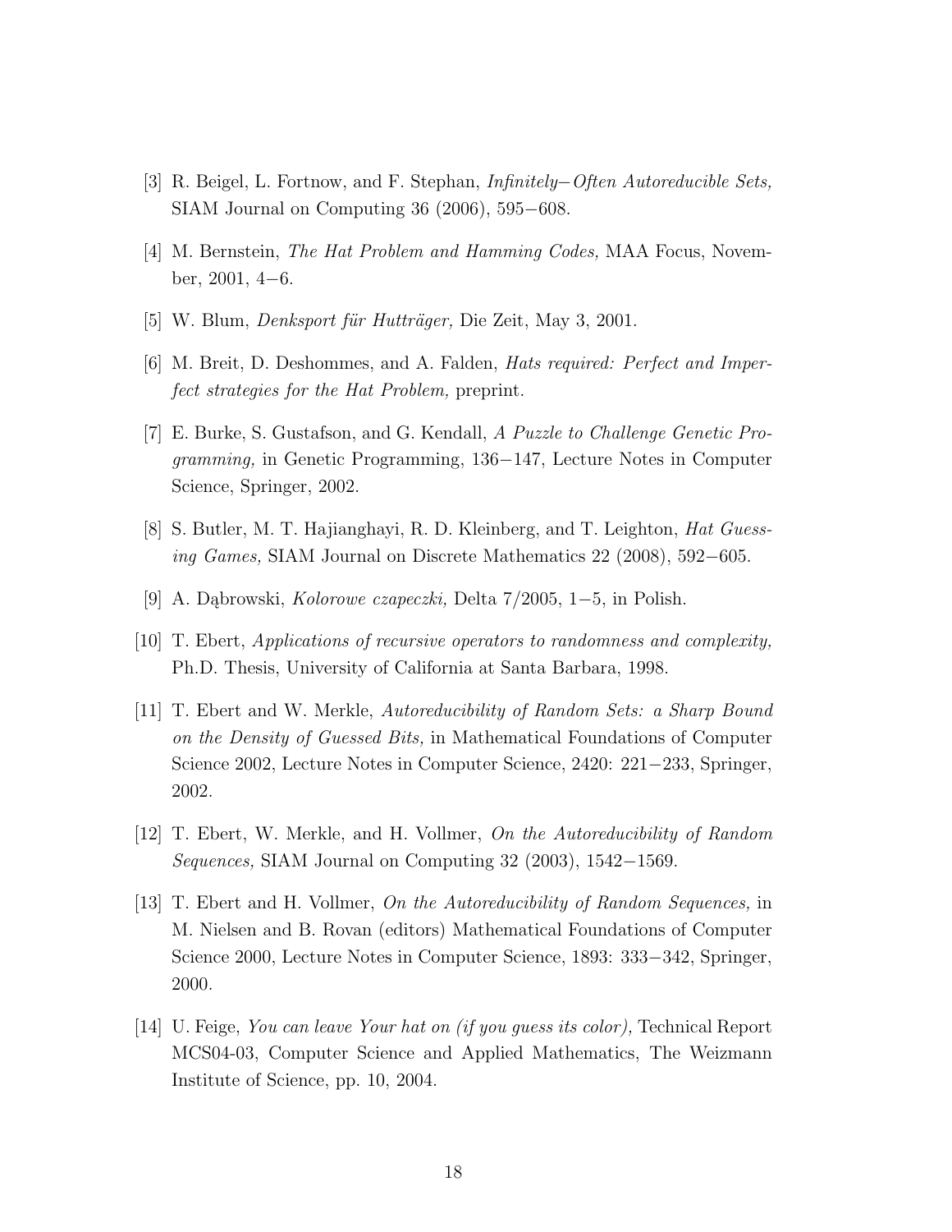[3] R. Beigel, L. Fortnow, and F. Stephan, *Infinitely−Often Autoreducible Sets,* SIAM Journal on Computing 36 (2006), 595−608.

[4] M. Bernstein, *The Hat Problem and Hamming Codes,* MAA Focus, November, 2001, 4−6.

[5] W. Blum, *Denksport für Hutträger,* Die Zeit, May 3, 2001.

[6] M. Breit, D. Deshommes, and A. Falden, *Hats required: Perfect and Imperfect strategies for the Hat Problem,* preprint.

[7] E. Burke, S. Gustafson, and G. Kendall, *A Puzzle to Challenge Genetic Programming,* in Genetic Programming, 136−147, Lecture Notes in Computer Science, Springer, 2002.

[8] S. Butler, M. T. Hajianghayi, R. D. Kleinberg, and T. Leighton, *Hat Guessing Games,* SIAM Journal on Discrete Mathematics 22 (2008), 592−605.

[9] A. Dąbrowski, *Kolorowe czapeczki,* Delta 7/2005, 1−5, in Polish.

[10] T. Ebert, *Applications of recursive operators to randomness and complexity,* Ph.D. Thesis, University of California at Santa Barbara, 1998.

[11] T. Ebert and W. Merkle, *Autoreducibility of Random Sets: a Sharp Bound on the Density of Guessed Bits,* in Mathematical Foundations of Computer Science 2002, Lecture Notes in Computer Science, 2420: 221−233, Springer, 2002.

[12] T. Ebert, W. Merkle, and H. Vollmer, *On the Autoreducibility of Random Sequences,* SIAM Journal on Computing 32 (2003), 1542−1569.

[13] T. Ebert and H. Vollmer, *On the Autoreducibility of Random Sequences,* in M. Nielsen and B. Rovan (editors) Mathematical Foundations of Computer Science 2000, Lecture Notes in Computer Science, 1893: 333−342, Springer, 2000.

[14] U. Feige, *You can leave Your hat on (if you guess its color),* Technical Report MCS04-03, Computer Science and Applied Mathematics, The Weizmann Institute of Science, pp. 10, 2004.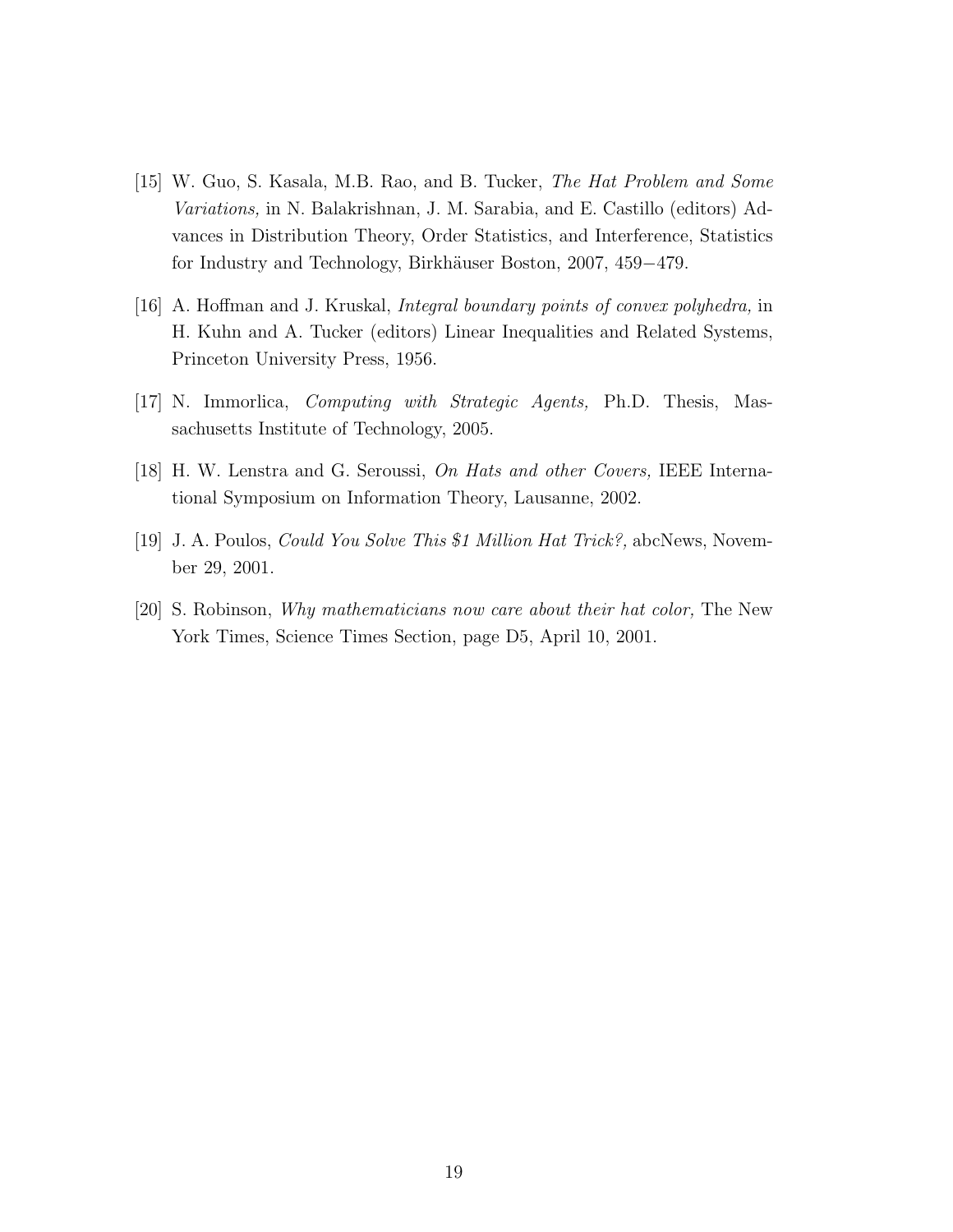[15] W. Guo, S. Kasala, M.B. Rao, and B. Tucker, *The Hat Problem and Some Variations,* in N. Balakrishnan, J. M. Sarabia, and E. Castillo (editors) Advances in Distribution Theory, Order Statistics, and Interference, Statistics for Industry and Technology, Birkhäuser Boston, 2007, 459−479.

[16] A. Hoffman and J. Kruskal, *Integral boundary points of convex polyhedra,* in H. Kuhn and A. Tucker (editors) Linear Inequalities and Related Systems, Princeton University Press, 1956.

[17] N. Immorlica, *Computing with Strategic Agents,* Ph.D. Thesis, Massachusetts Institute of Technology, 2005.

[18] H. W. Lenstra and G. Seroussi, *On Hats and other Covers,* IEEE International Symposium on Information Theory, Lausanne, 2002.

[19] J. A. Poulos, *Could You Solve This $1 Million Hat Trick?,* abcNews, November 29, 2001.

[20] S. Robinson, *Why mathematicians now care about their hat color,* The New York Times, Science Times Section, page D5, April 10, 2001.